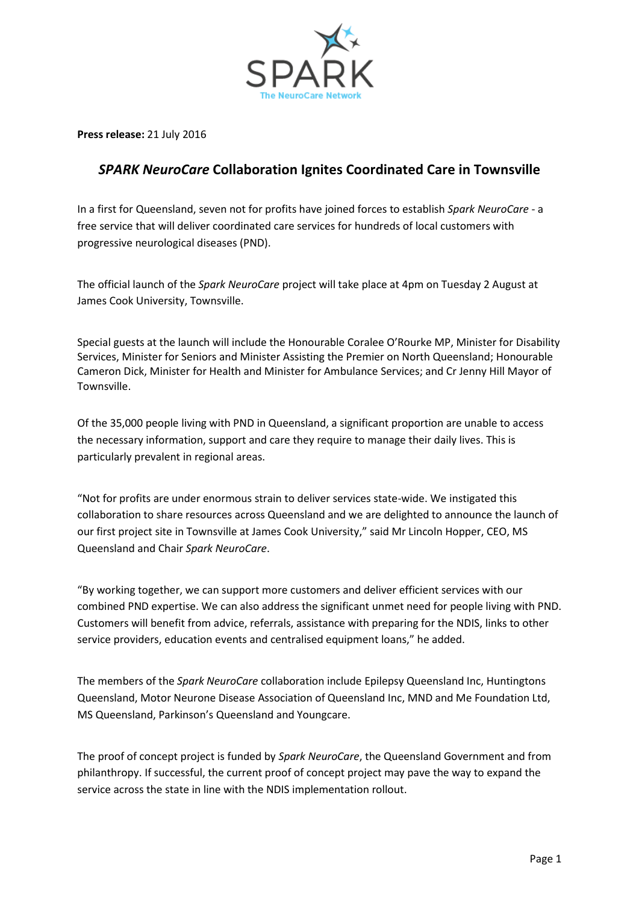SPARK

The NeuroCare Network

**Press release:** 21 July 2016

## *SPARK NeuroCare* Collaboration Ignites Coordinated Care in Townsville

In a first for Queensland, seven not for profits have joined forces to establish *Spark NeuroCare* - a free service that will deliver coordinated care services for hundreds of local customers with progressive neurological diseases (PND).

The official launch of the *Spark NeuroCare* project will take place at 4pm on Tuesday 2 August at James Cook University, Townsville.

Special guests at the launch will include the Honourable Coralee O'Rourke MP, Minister for Disability Services, Minister for Seniors and Minister Assisting the Premier on North Queensland; Honourable Cameron Dick, Minister for Health and Minister for Ambulance Services; and Cr Jenny Hill Mayor of Townsville.

Of the 35,000 people living with PND in Queensland, a significant proportion are unable to access the necessary information, support and care they require to manage their daily lives. This is particularly prevalent in regional areas.

"Not for profits are under enormous strain to deliver services state-wide. We instigated this collaboration to share resources across Queensland and we are delighted to announce the launch of our first project site in Townsville at James Cook University," said Mr Lincoln Hopper, CEO, MS Queensland and Chair *Spark NeuroCare*.

"By working together, we can support more customers and deliver efficient services with our combined PND expertise. We can also address the significant unmet need for people living with PND. Customers will benefit from advice, referrals, assistance with preparing for the NDIS, links to other service providers, education events and centralised equipment loans," he added.

The members of the *Spark NeuroCare* collaboration include Epilepsy Queensland Inc, Huntingtons Queensland, Motor Neurone Disease Association of Queensland Inc, MND and Me Foundation Ltd, MS Queensland, Parkinson's Queensland and Youngcare.

The proof of concept project is funded by *Spark NeuroCare*, the Queensland Government and from philanthropy. If successful, the current proof of concept project may pave the way to expand the service across the state in line with the NDIS implementation rollout.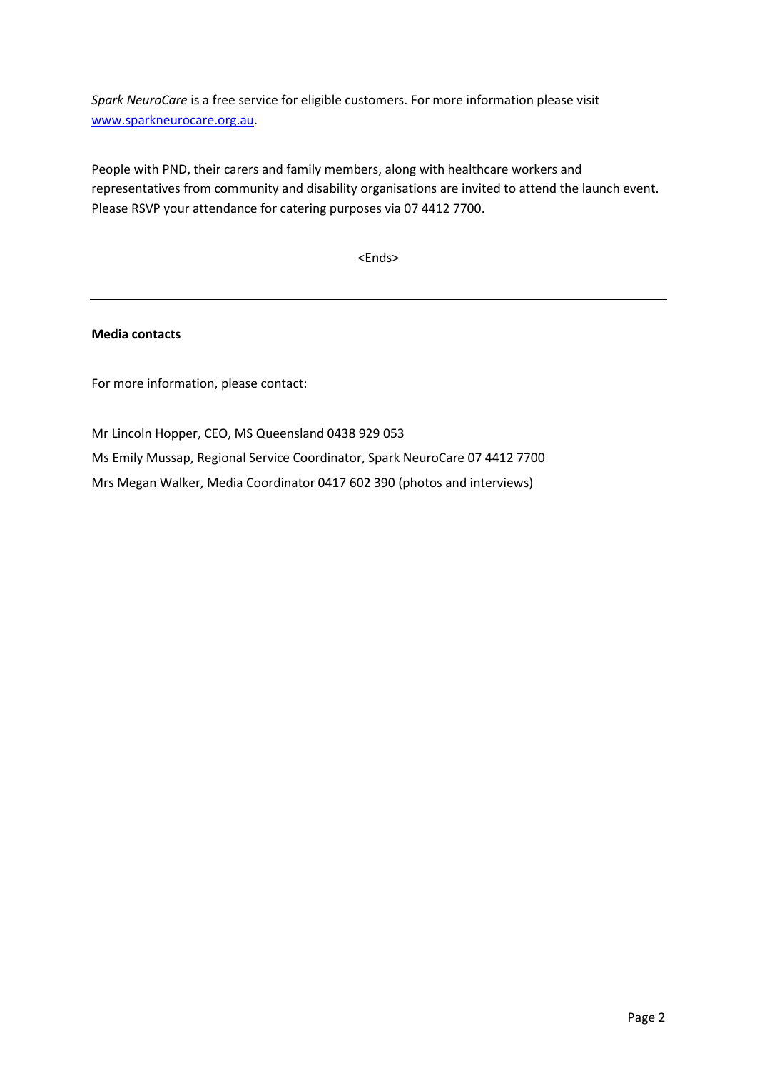*Spark NeuroCare* is a free service for eligible customers. For more information please visit [www.sparkneurocare.org.au](http://www.sparkneurocare.org.au).

People with PND, their carers and family members, along with healthcare workers and representatives from community and disability organisations are invited to attend the launch event. Please RSVP your attendance for catering purposes via 07 4412 7700.

<Ends>

---

**Media contacts**

For more information, please contact:

Mr Lincoln Hopper, CEO, MS Queensland 0438 929 053
Ms Emily Mussap, Regional Service Coordinator, Spark NeuroCare 07 4412 7700
Mrs Megan Walker, Media Coordinator 0417 602 390 (photos and interviews)